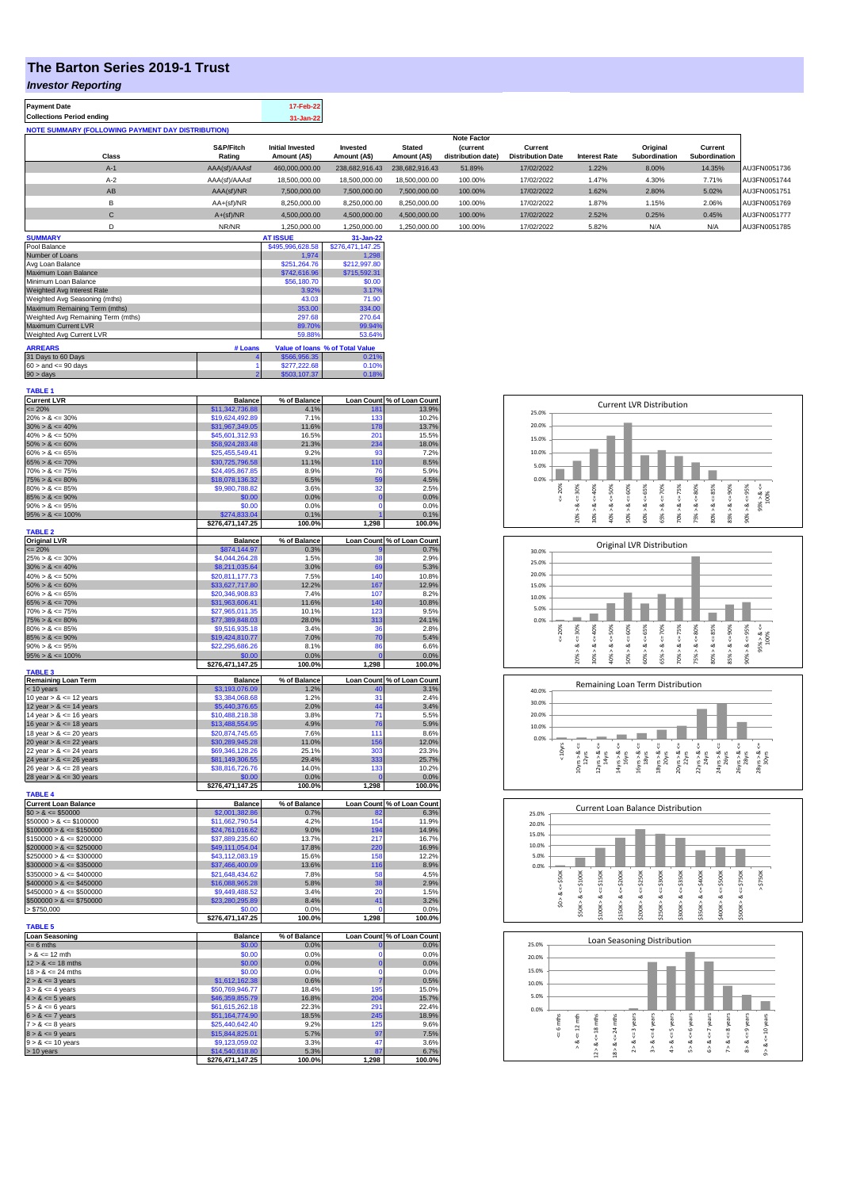# The Barton Series 2019-1 Trust

## *Investor Reporting*

| Payment Date | 17-Feb-22 |
|---|---|
| Collections Period ending | 31-Jan-22 |

**NOTE SUMMARY (FOLLOWING PAYMENT DAY DISTRIBUTION)**

| Class | S&P/Fitch Rating | Initial Invested Amount (A$) | Invested Amount (A$) | Stated Amount (A$) | Note Factor (current distribution date) | Current Distribution Date | Interest Rate | Original Subordination | Current Subordination | |
|---|---|---|---|---|---|---|---|---|---|---|
| A-1 | AAA(sf)/AAAsf | 460,000,000.00 | 238,682,916.43 | 238,682,916.43 | 51.89% | 17/02/2022 | 1.22% | 8.00% | 14.35% | AU3FN0051736 |
| A-2 | AAA(sf)/AAAsf | 18,500,000.00 | 18,500,000.00 | 18,500,000.00 | 100.00% | 17/02/2022 | 1.47% | 4.30% | 7.71% | AU3FN0051744 |
| AB | AAA(sf)/NR | 7,500,000.00 | 7,500,000.00 | 7,500,000.00 | 100.00% | 17/02/2022 | 1.62% | 2.80% | 5.02% | AU3FN0051751 |
| B | AA+(sf)/NR | 8,250,000.00 | 8,250,000.00 | 8,250,000.00 | 100.00% | 17/02/2022 | 1.87% | 1.15% | 2.06% | AU3FN0051769 |
| C | A+(sf)/NR | 4,500,000.00 | 4,500,000.00 | 4,500,000.00 | 100.00% | 17/02/2022 | 2.52% | 0.25% | 0.45% | AU3FN0051777 |
| D | NR/NR | 1,250,000.00 | 1,250,000.00 | 1,250,000.00 | 100.00% | 17/02/2022 | 5.82% | N/A | N/A | AU3FN0051785 |

| SUMMARY | AT ISSUE | 31-Jan-22 |
|---|---|---|
| Pool Balance | $495,996,628.58 | $276,471,147.25 |
| Number of Loans | 1,974 | 1,298 |
| Avg Loan Balance | $251,264.76 | $212,997.80 |
| Maximum Loan Balance | $742,616.96 | $715,592.31 |
| Minimum Loan Balance | $56,180.70 | $0.00 |
| Weighted Avg Interest Rate | 3.92% | 3.17% |
| Weighted Avg Seasoning (mths) | 43.03 | 71.90 |
| Maximum Remaining Term (mths) | 353.00 | 334.00 |
| Weighted Avg Remaining Term (mths) | 297.68 | 270.64 |
| Maximum Current LVR | 89.70% | 99.94% |
| Weighted Avg Current LVR | 59.88% | 53.64% |

| ARREARS | # Loans | Value of loans | % of Total Value |
|---|---|---|---|
| 31 Days to 60 Days | 4 | $566,956.35 | 0.21% |
| 60 > and <= 90 days | 1 | $277,222.68 | 0.10% |
| 90 > days | 2 | $503,107.37 | 0.18% |

**TABLE 1**

| Current LVR | Balance | % of Balance | Loan Count | % of Loan Count |
|---|---|---|---|---|
| <= 20% | $11,342,736.88 | 4.1% | 181 | 13.9% |
| 20% > & <= 30% | $19,624,492.89 | 7.1% | 133 | 10.2% |
| 30% > & <= 40% | $31,967,349.05 | 11.6% | 178 | 13.7% |
| 40% > & <= 50% | $45,601,312.93 | 16.5% | 201 | 15.5% |
| 50% > & <= 60% | $58,924,283.48 | 21.3% | 234 | 18.0% |
| 60% > & <= 65% | $25,455,549.41 | 9.2% | 93 | 7.2% |
| 65% > & <= 70% | $30,725,796.58 | 11.1% | 110 | 8.5% |
| 70% > & <= 75% | $24,495,867.85 | 8.9% | 76 | 5.9% |
| 75% > & <= 80% | $18,078,136.32 | 6.5% | 59 | 4.5% |
| 80% > & <= 85% | $9,980,788.82 | 3.6% | 32 | 2.5% |
| 85% > & <= 90% | $0.00 | 0.0% | 0 | 0.0% |
| 90% > & <= 95% | $0.00 | 0.0% | 0 | 0.0% |
| 95% > & <= 100% | $274,833.04 | 0.1% | 1 | 0.1% |
| | $276,471,147.25 | 100.0% | 1,298 | 100.0% |

**TABLE 2**

| Original LVR | Balance | % of Balance | Loan Count | % of Loan Count |
|---|---|---|---|---|
| <= 20% | $874,144.97 | 0.3% | 9 | 0.7% |
| 25% > & <= 30% | $4,044,264.28 | 1.5% | 38 | 2.9% |
| 30% > & <= 40% | $8,211,035.64 | 3.0% | 69 | 5.3% |
| 40% > & <= 50% | $20,811,177.73 | 7.5% | 140 | 10.8% |
| 50% > & <= 60% | $33,627,717.80 | 12.2% | 167 | 12.9% |
| 60% > & <= 65% | $20,346,908.83 | 7.4% | 107 | 8.2% |
| 65% > & <= 70% | $31,963,606.41 | 11.6% | 140 | 10.8% |
| 70% > & <= 75% | $27,965,011.35 | 10.1% | 123 | 9.5% |
| 75% > & <= 80% | $77,389,848.03 | 28.0% | 313 | 24.1% |
| 80% > & <= 85% | $9,516,935.18 | 3.4% | 36 | 2.8% |
| 85% > & <= 90% | $19,424,810.77 | 7.0% | 70 | 5.4% |
| 90% > & <= 95% | $22,295,686.26 | 8.1% | 86 | 6.6% |
| 95% > & <= 100% | $0.00 | 0.0% | 0 | 0.0% |
| | $276,471,147.25 | 100.0% | 1,298 | 100.0% |

**TABLE 3**

| Remaining Loan Term | Balance | % of Balance | Loan Count | % of Loan Count |
|---|---|---|---|---|
| < 10 years | $3,193,076.09 | 1.2% | 40 | 3.1% |
| 10 year > & <= 12 years | $3,384,068.68 | 1.2% | 31 | 2.4% |
| 12 year > & <= 14 years | $5,440,376.65 | 2.0% | 44 | 3.4% |
| 14 year > & <= 16 years | $10,488,218.38 | 3.8% | 71 | 5.5% |
| 16 year > & <= 18 years | $13,488,554.95 | 4.9% | 76 | 5.9% |
| 18 year > & <= 20 years | $20,874,745.65 | 7.6% | 111 | 8.6% |
| 20 year > & <= 22 years | $30,289,945.28 | 11.0% | 156 | 12.0% |
| 22 year > & <= 24 years | $69,346,128.26 | 25.1% | 303 | 23.3% |
| 24 year > & <= 26 years | $81,149,306.55 | 29.4% | 333 | 25.7% |
| 26 year > & <= 28 years | $38,816,726.76 | 14.0% | 133 | 10.2% |
| 28 year > & <= 30 years | $0.00 | 0.0% | 0 | 0.0% |
| | $276,471,147.25 | 100.0% | 1,298 | 100.0% |

**TABLE 4**

| Current Loan Balance | Balance | % of Balance | Loan Count | % of Loan Count |
|---|---|---|---|---|
| $0 > & <= $50000 | $2,001,382.86 | 0.7% | 82 | 6.3% |
| $50000 > & <= $100000 | $11,662,790.54 | 4.2% | 154 | 11.9% |
| $100000 > & <= $150000 | $24,761,016.62 | 9.0% | 194 | 14.9% |
| $150000 > & <= $200000 | $37,889,235.60 | 13.7% | 217 | 16.7% |
| $200000 > & <= $250000 | $49,111,054.04 | 17.8% | 220 | 16.9% |
| $250000 > & <= $300000 | $43,112,083.19 | 15.6% | 158 | 12.2% |
| $300000 > & <= $350000 | $37,466,400.09 | 13.6% | 116 | 8.9% |
| $350000 > & <= $400000 | $21,648,434.62 | 7.8% | 58 | 4.5% |
| $400000 > & <= $450000 | $16,088,965.28 | 5.8% | 38 | 2.9% |
| $450000 > & <= $500000 | $9,449,488.52 | 3.4% | 20 | 1.5% |
| $500000 > & <= $750000 | $23,280,295.89 | 8.4% | 41 | 3.2% |
| > $750,000 | $0.00 | 0.0% | 0 | 0.0% |
| | $276,471,147.25 | 100.0% | 1,298 | 100.0% |

**TABLE 5**

| Loan Seasoning | Balance | % of Balance | Loan Count | % of Loan Count |
|---|---|---|---|---|
| <= 6 mths | $0.00 | 0.0% | 0 | 0.0% |
| > & <= 12 mth | $0.00 | 0.0% | 0 | 0.0% |
| 12 > & <= 18 mths | $0.00 | 0.0% | 0 | 0.0% |
| 18 > & <= 24 mths | $0.00 | 0.0% | 0 | 0.0% |
| 2 > & <= 3 years | $1,612,162.38 | 0.6% | 7 | 0.5% |
| 3 > & <= 4 years | $50,769,946.77 | 18.4% | 195 | 15.0% |
| 4 > & <= 5 years | $46,359,855.79 | 16.8% | 204 | 15.7% |
| 5 > & <= 6 years | $61,615,262.18 | 22.3% | 291 | 22.4% |
| 6 > & <= 7 years | $51,164,774.90 | 18.5% | 245 | 18.9% |
| 7 > & <= 8 years | $25,440,642.40 | 9.2% | 125 | 9.6% |
| 8 > & <= 9 years | $15,844,825.01 | 5.7% | 97 | 7.5% |
| 9 > & <= 10 years | $9,123,059.02 | 3.3% | 47 | 3.6% |
| > 10 years | $14,540,618.80 | 5.3% | 87 | 6.7% |
| | $276,471,147.25 | 100.0% | 1,298 | 100.0% |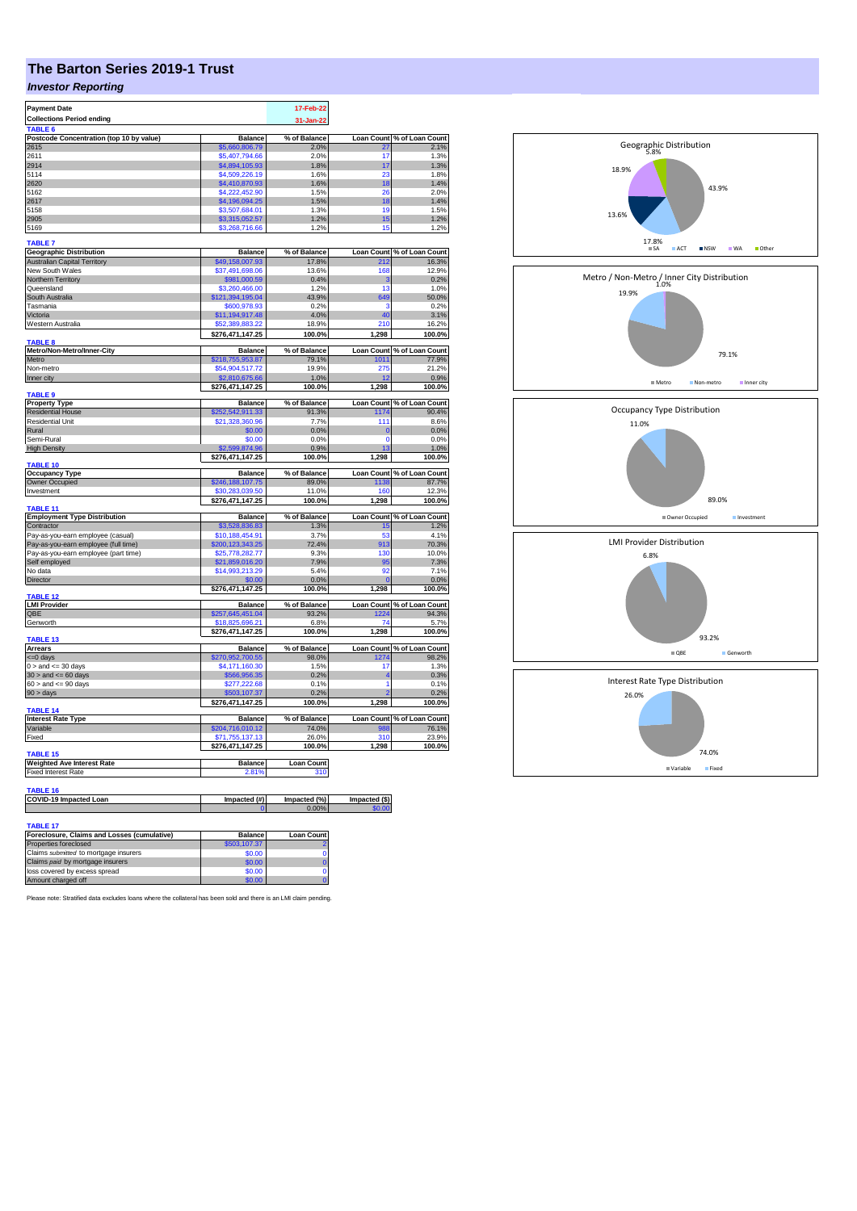# The Barton Series 2019-1 Trust

### *Investor Reporting*

| Payment Date | 17-Feb-22 |
|---|---|
| Collections Period ending | 31-Jan-22 |

**TABLE 6**

| Postcode Concentration (top 10 by value) | Balance | % of Balance | Loan Count | % of Loan Count |
|---|---|---|---|---|
| 2615 | $5,660,806.79 | 2.0% | 27 | 2.1% |
| 2611 | $5,407,794.66 | 2.0% | 17 | 1.3% |
| 2914 | $4,894,105.93 | 1.8% | 17 | 1.3% |
| 5114 | $4,509,226.19 | 1.6% | 23 | 1.8% |
| 2620 | $4,410,870.93 | 1.6% | 18 | 1.4% |
| 5162 | $4,222,452.90 | 1.5% | 26 | 2.0% |
| 2617 | $4,196,094.25 | 1.5% | 18 | 1.4% |
| 5158 | $3,507,684.01 | 1.3% | 19 | 1.5% |
| 2905 | $3,315,052.57 | 1.2% | 15 | 1.2% |
| 5169 | $3,268,716.66 | 1.2% | 15 | 1.2% |

**TABLE 7**

| Geographic Distribution | Balance | % of Balance | Loan Count | % of Loan Count |
|---|---|---|---|---|
| Australian Capital Territory | $49,158,007.93 | 17.8% | 212 | 16.3% |
| New South Wales | $37,491,698.06 | 13.6% | 168 | 12.9% |
| Northern Territory | $981,000.59 | 0.4% | 3 | 0.2% |
| Queensland | $3,260,466.00 | 1.2% | 13 | 1.0% |
| South Australia | $121,394,195.04 | 43.9% | 649 | 50.0% |
| Tasmania | $600,978.93 | 0.2% | 3 | 0.2% |
| Victoria | $11,194,917.48 | 4.0% | 40 | 3.1% |
| Western Australia | $52,389,883.22 | 18.9% | 210 | 16.2% |
| | $276,471,147.25 | 100.0% | 1,298 | 100.0% |

**TABLE 8**

| Metro/Non-Metro/Inner-City | Balance | % of Balance | Loan Count | % of Loan Count |
|---|---|---|---|---|
| Metro | $218,755,953.87 | 79.1% | 1011 | 77.9% |
| Non-metro | $54,904,517.72 | 19.9% | 275 | 21.2% |
| Inner city | $2,810,675.66 | 1.0% | 12 | 0.9% |
| | $276,471,147.25 | 100.0% | 1,298 | 100.0% |

**TABLE 9**

| Property Type | Balance | % of Balance | Loan Count | % of Loan Count |
|---|---|---|---|---|
| Residential House | $252,542,911.33 | 91.3% | 1174 | 90.4% |
| Residential Unit | $21,328,360.96 | 7.7% | 111 | 8.6% |
| Rural | $0.00 | 0.0% | 0 | 0.0% |
| Semi-Rural | $0.00 | 0.0% | 0 | 0.0% |
| High Density | $2,599,874.96 | 0.9% | 13 | 1.0% |
| | $276,471,147.25 | 100.0% | 1,298 | 100.0% |

**TABLE 10**

| Occupancy Type | Balance | % of Balance | Loan Count | % of Loan Count |
|---|---|---|---|---|
| Owner Occupied | $246,188,107.75 | 89.0% | 1138 | 87.7% |
| Investment | $30,283,039.50 | 11.0% | 160 | 12.3% |
| | $276,471,147.25 | 100.0% | 1,298 | 100.0% |

**TABLE 11**

| Employment Type Distribution | Balance | % of Balance | Loan Count | % of Loan Count |
|---|---|---|---|---|
| Contractor | $3,528,836.83 | 1.3% | 15 | 1.2% |
| Pay-as-you-earn employee (casual) | $10,188,454.91 | 3.7% | 53 | 4.1% |
| Pay-as-you-earn employee (full time) | $200,123,343.25 | 72.4% | 913 | 70.3% |
| Pay-as-you-earn employee (part time) | $25,778,282.77 | 9.3% | 130 | 10.0% |
| Self employed | $21,859,016.20 | 7.9% | 95 | 7.3% |
| No data | $14,993,213.29 | 5.4% | 92 | 7.1% |
| Director | $0.00 | 0.0% | 0 | 0.0% |
| | $276,471,147.25 | 100.0% | 1,298 | 100.0% |

**TABLE 12**

| LMI Provider | Balance | % of Balance | Loan Count | % of Loan Count |
|---|---|---|---|---|
| QBE | $257,645,451.04 | 93.2% | 1224 | 94.3% |
| Genworth | $18,825,696.21 | 6.8% | 74 | 5.7% |
| | $276,471,147.25 | 100.0% | 1,298 | 100.0% |

**TABLE 13**

| Arrears | Balance | % of Balance | Loan Count | % of Loan Count |
|---|---|---|---|---|
| <=0 days | $270,952,700.55 | 98.0% | 1274 | 98.2% |
| 0 > and <= 30 days | $4,171,160.30 | 1.5% | 17 | 1.3% |
| 30 > and <= 60 days | $566,956.35 | 0.2% | 4 | 0.3% |
| 60 > and <= 90 days | $277,222.68 | 0.1% | 1 | 0.1% |
| 90 > days | $503,107.37 | 0.2% | 2 | 0.2% |
| | $276,471,147.25 | 100.0% | 1,298 | 100.0% |

**TABLE 14**

| Interest Rate Type | Balance | % of Balance | Loan Count | % of Loan Count |
|---|---|---|---|---|
| Variable | $204,716,010.12 | 74.0% | 988 | 76.1% |
| Fixed | $71,755,137.13 | 26.0% | 310 | 23.9% |
| | $276,471,147.25 | 100.0% | 1,298 | 100.0% |

**TABLE 15**

| Weighted Ave Interest Rate | Balance | Loan Count |
|---|---|---|
| Fixed Interest Rate | 2.81% | 310 |

**TABLE 16**

| COVID-19 Impacted Loan | Impacted (#) | Impacted (%) | Impacted ($) |
|---|---|---|---|
| | 0 | 0.00% | $0.00 |

**TABLE 17**

| Foreclosure, Claims and Losses (cumulative) | Balance | Loan Count |
|---|---|---|
| Properties foreclosed | $503,107.37 | 2 |
| Claims *submitted* to mortgage insurers | $0.00 | 0 |
| Claims *paid* by mortgage insurers | $0.00 | 0 |
| loss covered by excess spread | $0.00 | 0 |
| Amount charged off | $0.00 | 0 |

Please note: Stratified data excludes loans where the collateral has been sold and there is an LMI claim pending.

**Geographic Distribution**: SA 43.9%, ACT 17.8%, NSW 13.6%, WA 18.9%, Other 5.8%

**Metro / Non-Metro / Inner City Distribution**: Metro 79.1%, Non-metro 19.9%, Inner city 1.0%

**Occupancy Type Distribution**: Owner Occupied 89.0%, Investment 11.0%

**LMI Provider Distribution**: QBE 93.2%, Genworth 6.8%

**Interest Rate Type Distribution**: Variable 74.0%, Fixed 26.0%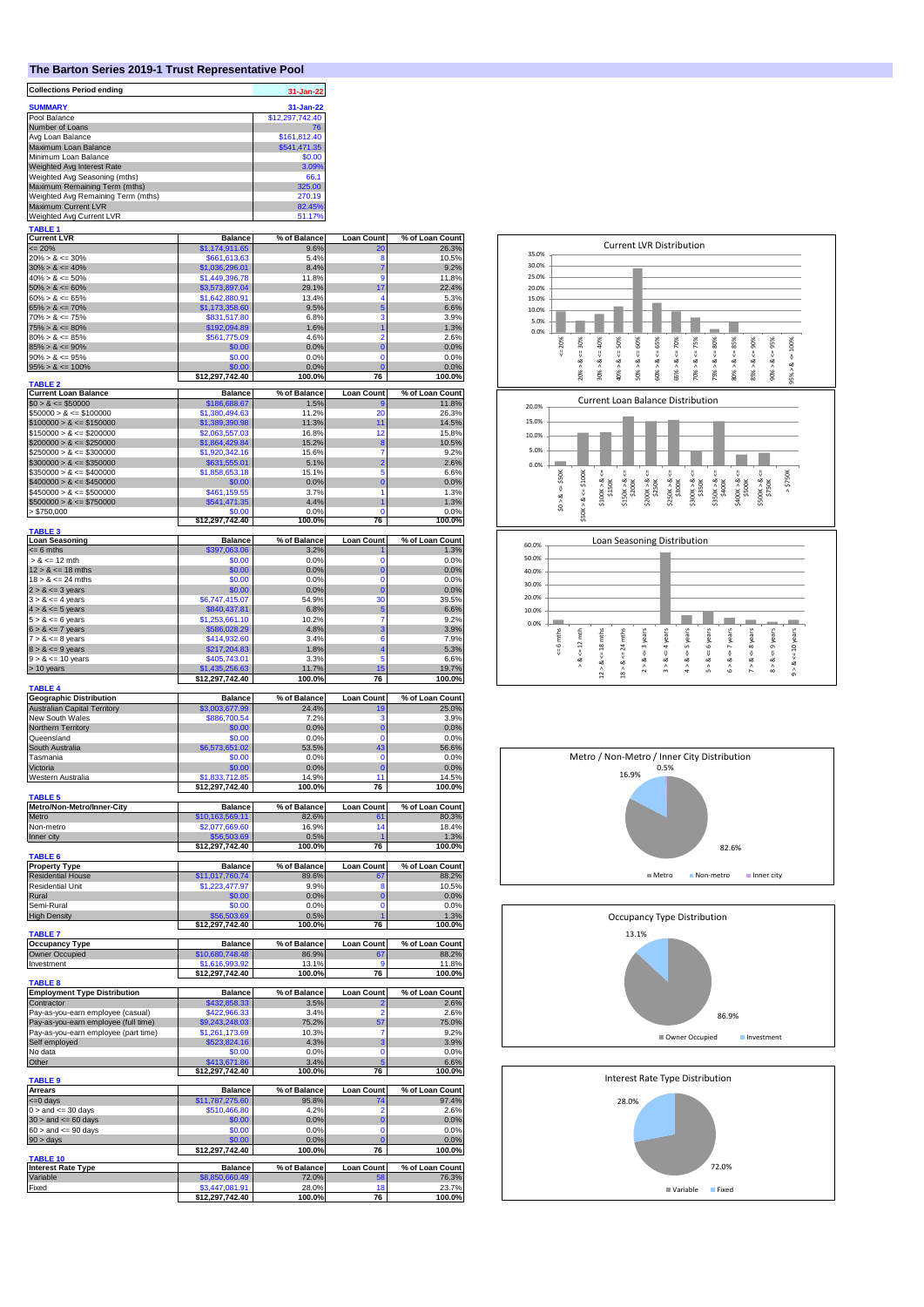# The Barton Series 2019-1 Trust Representative Pool

| Collections Period ending | 31-Jan-22 |
|---|---|

| SUMMARY | 31-Jan-22 |
|---|---|
| Pool Balance | $12,297,742.40 |
| Number of Loans | 76 |
| Avg Loan Balance | $161,812.40 |
| Maximum Loan Balance | $541,471.35 |
| Minimum Loan Balance | $0.00 |
| Weighted Avg Interest Rate | 3.09% |
| Weighted Avg Seasoning (mths) | 66.1 |
| Maximum Remaining Term (mths) | 325.00 |
| Weighted Avg Remaining Term (mths) | 270.19 |
| Maximum Current LVR | 82.45% |
| Weighted Avg Current LVR | 51.17% |

**TABLE 1**

| Current LVR | Balance | % of Balance | Loan Count | % of Loan Count |
|---|---|---|---|---|
| <= 20% | $1,174,911.65 | 9.6% | 20 | 26.3% |
| 20% > & <= 30% | $661,613.63 | 5.4% | 8 | 10.5% |
| 30% > & <= 40% | $1,036,296.01 | 8.4% | 7 | 9.2% |
| 40% > & <= 50% | $1,449,396.78 | 11.8% | 9 | 11.8% |
| 50% > & <= 60% | $3,573,897.04 | 29.1% | 17 | 22.4% |
| 60% > & <= 65% | $1,642,880.91 | 13.4% | 4 | 5.3% |
| 65% > & <= 70% | $1,173,358.60 | 9.5% | 5 | 6.6% |
| 70% > & <= 75% | $831,517.80 | 6.8% | 3 | 3.9% |
| 75% > & <= 80% | $192,094.89 | 1.6% | 1 | 1.3% |
| 80% > & <= 85% | $561,775.09 | 4.6% | 2 | 2.6% |
| 85% > & <= 90% | $0.00 | 0.0% | 0 | 0.0% |
| 90% > & <= 95% | $0.00 | 0.0% | 0 | 0.0% |
| 95% > & <= 100% | $0.00 | 0.0% | 0 | 0.0% |
| | $12,297,742.40 | 100.0% | 76 | 100.0% |

Current LVR Distribution

35.0%
30.0%
25.0%
20.0%
15.0%
10.0%
5.0%
0.0%

<= 20%
20% > & <= 30%
30% > & <= 40%
40% > & <= 50%
50% > & <= 60%
60% > & <= 65%
65% > & <= 70%
70% > & <= 75%
75% > & <= 80%
80% > & <= 85%
85% > & <= 90%
90% > & <= 95%
95% > & <= 100%

**TABLE 2**

| Current Loan Balance | Balance | % of Balance | Loan Count | % of Loan Count |
|---|---|---|---|---|
| $0 > & <= $50000 | $186,688.67 | 1.5% | 9 | 11.8% |
| $50000 > & <= $100000 | $1,380,494.63 | 11.2% | 20 | 26.3% |
| $100000 > & <= $150000 | $1,389,390.98 | 11.3% | 11 | 14.5% |
| $150000 > & <= $200000 | $2,063,557.03 | 16.8% | 12 | 15.8% |
| $200000 > & <= $250000 | $1,864,429.84 | 15.2% | 8 | 10.5% |
| $250000 > & <= $300000 | $1,920,342.16 | 15.6% | 7 | 9.2% |
| $300000 > & <= $350000 | $631,555.01 | 5.1% | 2 | 2.6% |
| $350000 > & <= $400000 | $1,858,653.18 | 15.1% | 5 | 6.6% |
| $400000 > & <= $450000 | $0.00 | 0.0% | 0 | 0.0% |
| $450000 > & <= $500000 | $461,159.55 | 3.7% | 1 | 1.3% |
| $500000 > & <= $750000 | $541,471.35 | 4.4% | 1 | 1.3% |
| > $750,000 | $0.00 | 0.0% | 0 | 0.0% |
| | $12,297,742.40 | 100.0% | 76 | 100.0% |

Current Loan Balance Distribution

20.0%
15.0%
10.0%
5.0%
0.0%

$0 > & <= $50K
$50K > & <= $100K
$100K > & <= $150K
$150K > & <= $200K
$200K > & <= $250K
$250K > & <= $300K
$300K > & <= $350K
$350K > & <= $400K
$400K > & <= $500K
$500K > & <= $750K
> $750K

**TABLE 3**

| Loan Seasoning | Balance | % of Balance | Loan Count | % of Loan Count |
|---|---|---|---|---|
| <= 6 mths | $397,063.06 | 3.2% | 1 | 1.3% |
| > & <= 12 mth | $0.00 | 0.0% | 0 | 0.0% |
| 12 > & <= 18 mths | $0.00 | 0.0% | 0 | 0.0% |
| 18 > & <= 24 mths | $0.00 | 0.0% | 0 | 0.0% |
| 2 > & <= 3 years | $0.00 | 0.0% | 0 | 0.0% |
| 3 > & <= 4 years | $6,747,415.07 | 54.9% | 30 | 39.5% |
| 4 > & <= 5 years | $840,437.81 | 6.8% | 5 | 6.6% |
| 5 > & <= 6 years | $1,253,661.10 | 10.2% | 7 | 9.2% |
| 6 > & <= 7 years | $586,028.29 | 4.8% | 3 | 3.9% |
| 7 > & <= 8 years | $414,932.60 | 3.4% | 6 | 7.9% |
| 8 > & <= 9 years | $217,204.83 | 1.8% | 4 | 5.3% |
| 9 > & <= 10 years | $405,743.01 | 3.3% | 5 | 6.6% |
| > 10 years | $1,435,256.63 | 11.7% | 15 | 19.7% |
| | $12,297,742.40 | 100.0% | 76 | 100.0% |

Loan Seasoning Distribution

60.0%
50.0%
40.0%
30.0%
20.0%
10.0%
0.0%

<= 6 mths
> & <= 12 mth
12 > & <= 18 mths
18 > & <= 24 mths
2 > & <= 3 years
3 > & <= 4 years
4 > & <= 5 years
5 > & <= 6 years
6 > & <= 7 years
7 > & <= 8 years
8 > & <= 9 years
9 > & <= 10 years

**TABLE 4**

| Geographic Distribution | Balance | % of Balance | Loan Count | % of Loan Count |
|---|---|---|---|---|
| Australian Capital Territory | $3,003,677.99 | 24.4% | 19 | 25.0% |
| New South Wales | $886,700.54 | 7.2% | 3 | 3.9% |
| Northern Territory | $0.00 | 0.0% | 0 | 0.0% |
| Queensland | $0.00 | 0.0% | 0 | 0.0% |
| South Australia | $6,573,651.02 | 53.5% | 43 | 56.6% |
| Tasmania | $0.00 | 0.0% | 0 | 0.0% |
| Victoria | $0.00 | 0.0% | 0 | 0.0% |
| Western Australia | $1,833,712.85 | 14.9% | 11 | 14.5% |
| | $12,297,742.40 | 100.0% | 76 | 100.0% |

**TABLE 5**

| Metro/Non-Metro/Inner-City | Balance | % of Balance | Loan Count | % of Loan Count |
|---|---|---|---|---|
| Metro | $10,163,569.11 | 82.6% | 61 | 80.3% |
| Non-metro | $2,077,669.60 | 16.9% | 14 | 18.4% |
| Inner city | $56,503.69 | 0.5% | 1 | 1.3% |
| | $12,297,742.40 | 100.0% | 76 | 100.0% |

Metro / Non-Metro / Inner City Distribution

0.5%
16.9%
82.6%

Metro Non-metro Inner city

**TABLE 6**

| Property Type | Balance | % of Balance | Loan Count | % of Loan Count |
|---|---|---|---|---|
| Residential House | $11,017,760.74 | 89.6% | 67 | 88.2% |
| Residential Unit | $1,223,477.97 | 9.9% | 8 | 10.5% |
| Rural | $0.00 | 0.0% | 0 | 0.0% |
| Semi-Rural | $0.00 | 0.0% | 0 | 0.0% |
| High Density | $56,503.69 | 0.5% | 1 | 1.3% |
| | $12,297,742.40 | 100.0% | 76 | 100.0% |

**TABLE 7**

| Occupancy Type | Balance | % of Balance | Loan Count | % of Loan Count |
|---|---|---|---|---|
| Owner Occupied | $10,680,748.48 | 86.9% | 67 | 88.2% |
| Investment | $1,616,993.92 | 13.1% | 9 | 11.8% |
| | $12,297,742.40 | 100.0% | 76 | 100.0% |

Occupancy Type Distribution

13.1%
86.9%

Owner Occupied Investment

**TABLE 8**

| Employment Type Distribution | Balance | % of Balance | Loan Count | % of Loan Count |
|---|---|---|---|---|
| Contractor | $432,858.33 | 3.5% | 2 | 2.6% |
| Pay-as-you-earn employee (casual) | $422,966.33 | 3.4% | 2 | 2.6% |
| Pay-as-you-earn employee (full time) | $9,243,248.03 | 75.2% | 57 | 75.0% |
| Pay-as-you-earn employee (part time) | $1,261,173.69 | 10.3% | 7 | 9.2% |
| Self employed | $523,824.16 | 4.3% | 3 | 3.9% |
| No data | $0.00 | 0.0% | 0 | 0.0% |
| Other | $413,671.86 | 3.4% | 5 | 6.6% |
| | $12,297,742.40 | 100.0% | 76 | 100.0% |

**TABLE 9**

| Arrears | Balance | % of Balance | Loan Count | % of Loan Count |
|---|---|---|---|---|
| <=0 days | $11,787,275.60 | 95.8% | 74 | 97.4% |
| 0 > and <= 30 days | $510,466.80 | 4.2% | 2 | 2.6% |
| 30 > and <= 60 days | $0.00 | 0.0% | 0 | 0.0% |
| 60 > and <= 90 days | $0.00 | 0.0% | 0 | 0.0% |
| 90 > days | $0.00 | 0.0% | 0 | 0.0% |
| | $12,297,742.40 | 100.0% | 76 | 100.0% |

**TABLE 10**

| Interest Rate Type | Balance | % of Balance | Loan Count | % of Loan Count |
|---|---|---|---|---|
| Variable | $8,850,660.49 | 72.0% | 58 | 76.3% |
| Fixed | $3,447,081.91 | 28.0% | 18 | 23.7% |
| | $12,297,742.40 | 100.0% | 76 | 100.0% |

Interest Rate Type Distribution

28.0%
72.0%

Variable Fixed